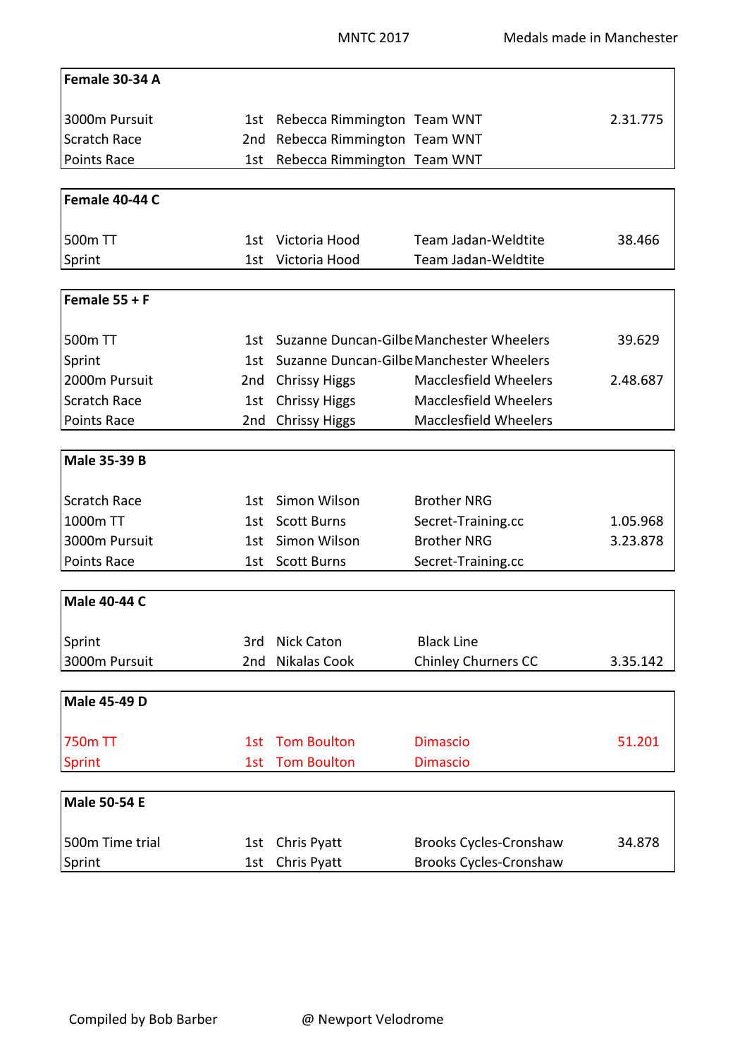MNTC 2017 — Medals made in Manchester

### Female 30-34 A

| Event | Place | Name | Team | Time |
|---|---|---|---|---|
| 3000m Pursuit | 1st | Rebecca Rimmington | Team WNT | 2.31.775 |
| Scratch Race | 2nd | Rebecca Rimmington | Team WNT | |
| Points Race | 1st | Rebecca Rimmington | Team WNT | |

### Female 40-44 C

| Event | Place | Name | Team | Time |
|---|---|---|---|---|
| 500m TT | 1st | Victoria Hood | Team Jadan-Weldtite | 38.466 |
| Sprint | 1st | Victoria Hood | Team Jadan-Weldtite | |

### Female 55 + F

| Event | Place | Name | Team | Time |
|---|---|---|---|---|
| 500m TT | 1st | Suzanne Duncan-Gilbe | Manchester Wheelers | 39.629 |
| Sprint | 1st | Suzanne Duncan-Gilbe | Manchester Wheelers | |
| 2000m Pursuit | 2nd | Chrissy Higgs | Macclesfield Wheelers | 2.48.687 |
| Scratch Race | 1st | Chrissy Higgs | Macclesfield Wheelers | |
| Points Race | 2nd | Chrissy Higgs | Macclesfield Wheelers | |

### Male 35-39 B

| Event | Place | Name | Team | Time |
|---|---|---|---|---|
| Scratch Race | 1st | Simon Wilson | Brother NRG | |
| 1000m TT | 1st | Scott Burns | Secret-Training.cc | 1.05.968 |
| 3000m Pursuit | 1st | Simon Wilson | Brother NRG | 3.23.878 |
| Points Race | 1st | Scott Burns | Secret-Training.cc | |

### Male 40-44 C

| Event | Place | Name | Team | Time |
|---|---|---|---|---|
| Sprint | 3rd | Nick Caton | Black Line | |
| 3000m Pursuit | 2nd | Nikalas Cook | Chinley Churners CC | 3.35.142 |

### Male 45-49 D

| Event | Place | Name | Team | Time |
|---|---|---|---|---|
| 750m TT | 1st | Tom Boulton | Dimascio | 51.201 |
| Sprint | 1st | Tom Boulton | Dimascio | |

### Male 50-54 E

| Event | Place | Name | Team | Time |
|---|---|---|---|---|
| 500m Time trial | 1st | Chris Pyatt | Brooks Cycles-Cronshaw | 34.878 |
| Sprint | 1st | Chris Pyatt | Brooks Cycles-Cronshaw | |

Compiled by Bob Barber — @ Newport Velodrome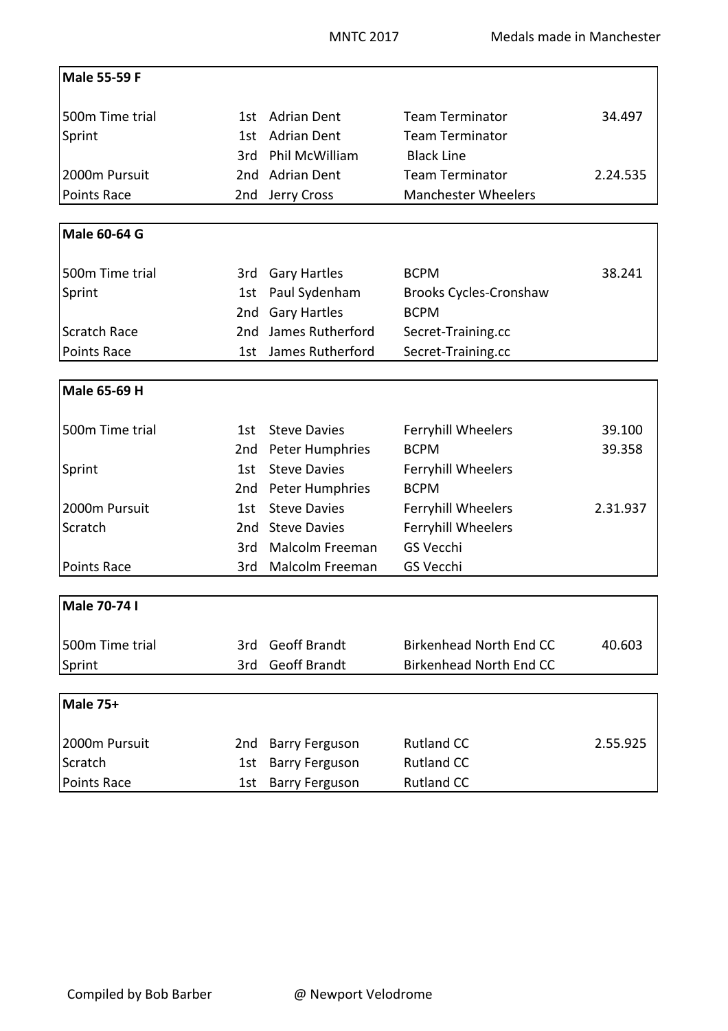| Male 55-59 F | | | | |
|---|---|---|---|---|
| 500m Time trial | 1st | Adrian Dent | Team Terminator | 34.497 |
| Sprint | 1st | Adrian Dent | Team Terminator | |
| | 3rd | Phil McWilliam | Black Line | |
| 2000m Pursuit | 2nd | Adrian Dent | Team Terminator | 2.24.535 |
| Points Race | 2nd | Jerry Cross | Manchester Wheelers | |

| Male 60-64 G | | | | |
|---|---|---|---|---|
| 500m Time trial | 3rd | Gary Hartles | BCPM | 38.241 |
| Sprint | 1st | Paul Sydenham | Brooks Cycles-Cronshaw | |
| | 2nd | Gary Hartles | BCPM | |
| Scratch Race | 2nd | James Rutherford | Secret-Training.cc | |
| Points Race | 1st | James Rutherford | Secret-Training.cc | |

| Male 65-69 H | | | | |
|---|---|---|---|---|
| 500m Time trial | 1st | Steve Davies | Ferryhill Wheelers | 39.100 |
| | 2nd | Peter Humphries | BCPM | 39.358 |
| Sprint | 1st | Steve Davies | Ferryhill Wheelers | |
| | 2nd | Peter Humphries | BCPM | |
| 2000m Pursuit | 1st | Steve Davies | Ferryhill Wheelers | 2.31.937 |
| Scratch | 2nd | Steve Davies | Ferryhill Wheelers | |
| | 3rd | Malcolm Freeman | GS Vecchi | |
| Points Race | 3rd | Malcolm Freeman | GS Vecchi | |

| Male 70-74 I | | | | |
|---|---|---|---|---|
| 500m Time trial | 3rd | Geoff Brandt | Birkenhead North End CC | 40.603 |
| Sprint | 3rd | Geoff Brandt | Birkenhead North End CC | |

| Male 75+ | | | | |
|---|---|---|---|---|
| 2000m Pursuit | 2nd | Barry Ferguson | Rutland CC | 2.55.925 |
| Scratch | 1st | Barry Ferguson | Rutland CC | |
| Points Race | 1st | Barry Ferguson | Rutland CC | |